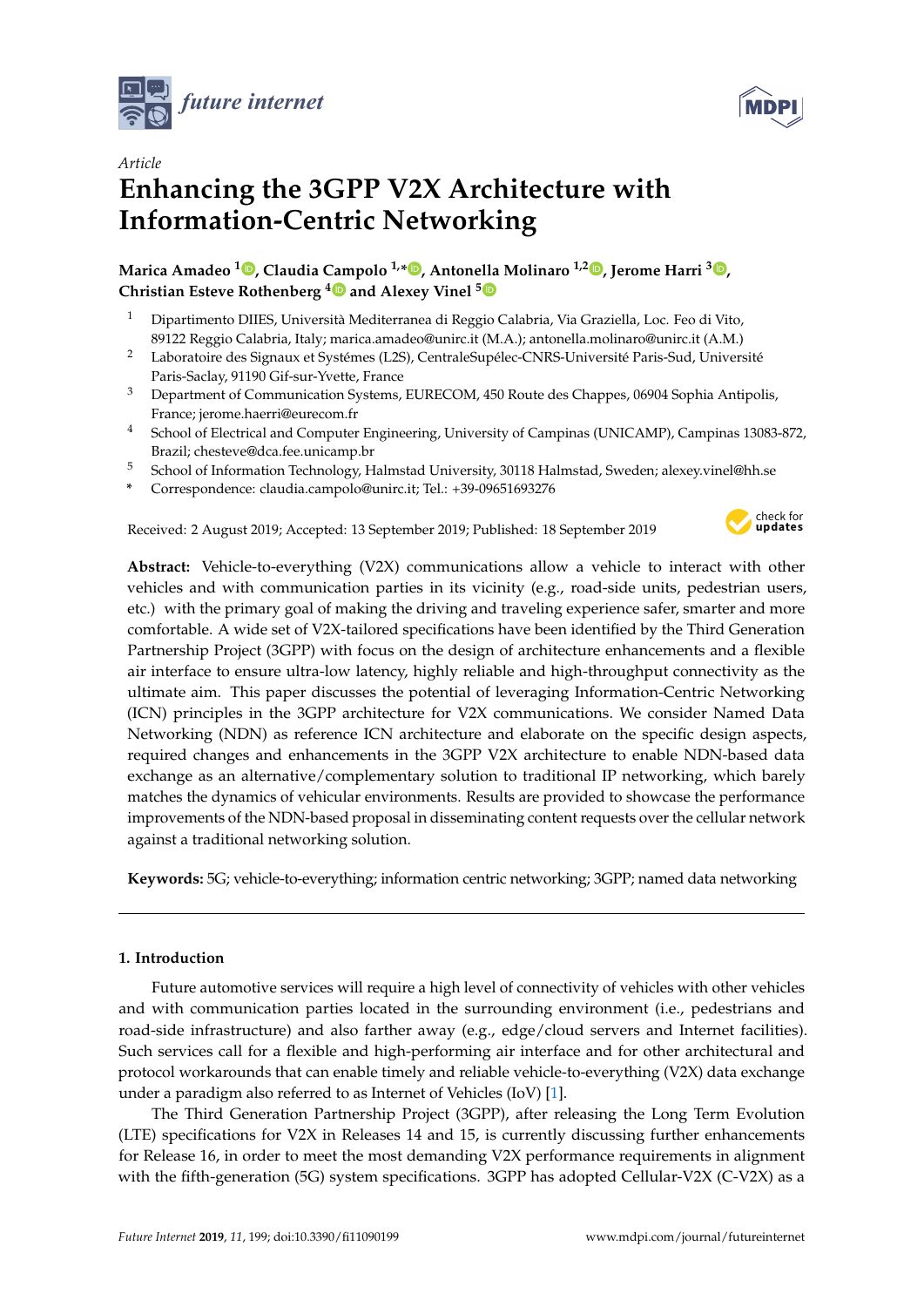*Article*

# Enhancing the 3GPP V2X Architecture with Information-Centric Networking

**Marica Amadeo [1], Claudia Campolo [1,*], Antonella Molinaro [1,2], Jerome Harri [3], Christian Esteve Rothenberg [4] and Alexey Vinel [5]**

[1] Dipartimento DIIES, Università Mediterranea di Reggio Calabria, Via Graziella, Loc. Feo di Vito, 89122 Reggio Calabria, Italy; marica.amadeo@unirc.it (M.A.); antonella.molinaro@unirc.it (A.M.)

[2] Laboratoire des Signaux et Systémes (L2S), CentraleSupélec-CNRS-Université Paris-Sud, Université Paris-Saclay, 91190 Gif-sur-Yvette, France

[3] Department of Communication Systems, EURECOM, 450 Route des Chappes, 06904 Sophia Antipolis, France; jerome.haerri@eurecom.fr

[4] School of Electrical and Computer Engineering, University of Campinas (UNICAMP), Campinas 13083-872, Brazil; chesteve@dca.fee.unicamp.br

[5] School of Information Technology, Halmstad University, 30118 Halmstad, Sweden; alexey.vinel@hh.se

\* Correspondence: claudia.campolo@unirc.it; Tel.: +39-09651693276

Received: 2 August 2019; Accepted: 13 September 2019; Published: 18 September 2019

**Abstract:** Vehicle-to-everything (V2X) communications allow a vehicle to interact with other vehicles and with communication parties in its vicinity (e.g., road-side units, pedestrian users, etc.) with the primary goal of making the driving and traveling experience safer, smarter and more comfortable. A wide set of V2X-tailored specifications have been identified by the Third Generation Partnership Project (3GPP) with focus on the design of architecture enhancements and a flexible air interface to ensure ultra-low latency, highly reliable and high-throughput connectivity as the ultimate aim. This paper discusses the potential of leveraging Information-Centric Networking (ICN) principles in the 3GPP architecture for V2X communications. We consider Named Data Networking (NDN) as reference ICN architecture and elaborate on the specific design aspects, required changes and enhancements in the 3GPP V2X architecture to enable NDN-based data exchange as an alternative/complementary solution to traditional IP networking, which barely matches the dynamics of vehicular environments. Results are provided to showcase the performance improvements of the NDN-based proposal in disseminating content requests over the cellular network against a traditional networking solution.

**Keywords:** 5G; vehicle-to-everything; information centric networking; 3GPP; named data networking

## 1. Introduction

Future automotive services will require a high level of connectivity of vehicles with other vehicles and with communication parties located in the surrounding environment (i.e., pedestrians and road-side infrastructure) and also farther away (e.g., edge/cloud servers and Internet facilities). Such services call for a flexible and high-performing air interface and for other architectural and protocol workarounds that can enable timely and reliable vehicle-to-everything (V2X) data exchange under a paradigm also referred to as Internet of Vehicles (IoV) [1].

The Third Generation Partnership Project (3GPP), after releasing the Long Term Evolution (LTE) specifications for V2X in Releases 14 and 15, is currently discussing further enhancements for Release 16, in order to meet the most demanding V2X performance requirements in alignment with the fifth-generation (5G) system specifications. 3GPP has adopted Cellular-V2X (C-V2X) as a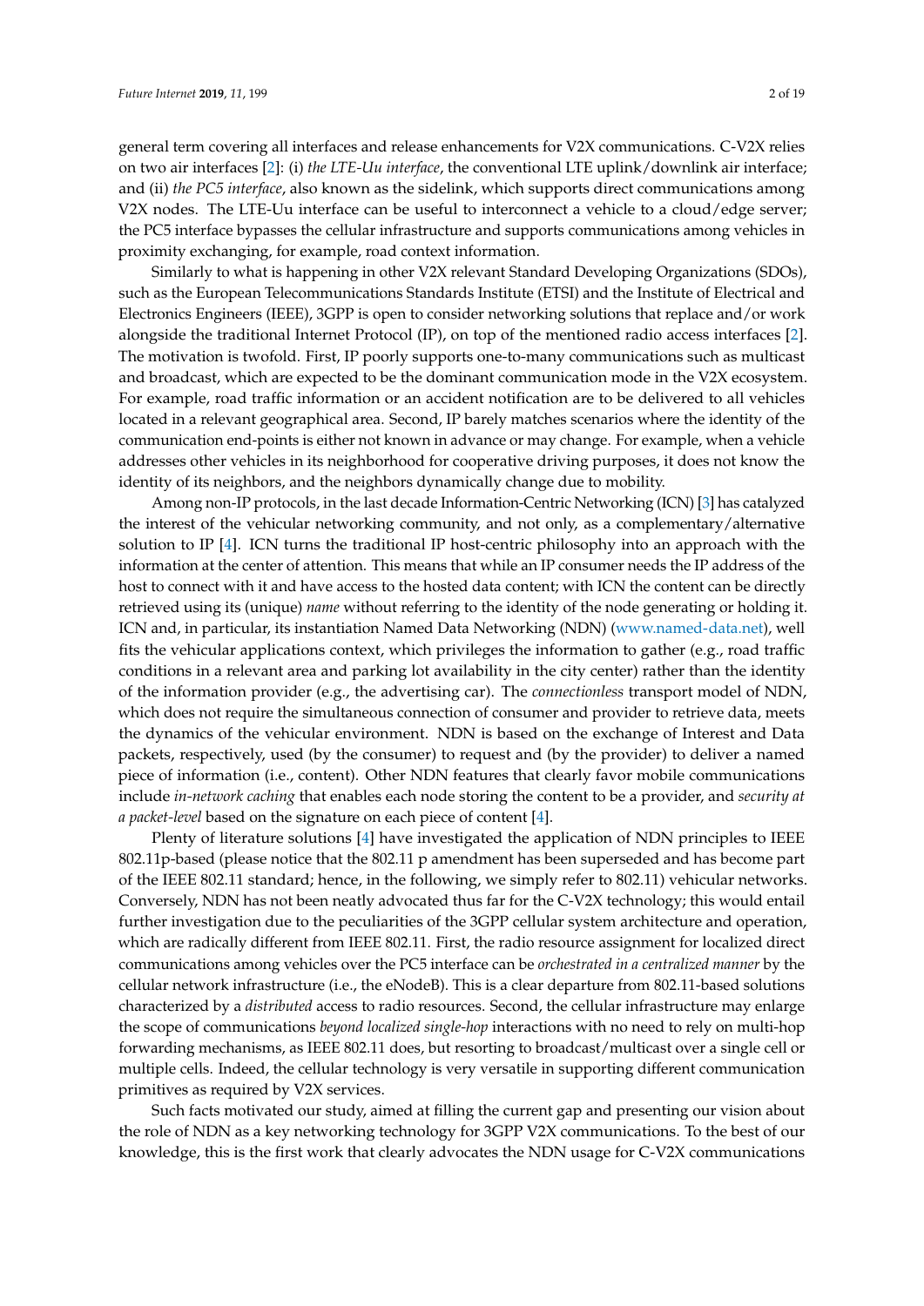general term covering all interfaces and release enhancements for V2X communications. C-V2X relies on two air interfaces [2]: (i) *the LTE-Uu interface*, the conventional LTE uplink/downlink air interface; and (ii) *the PC5 interface*, also known as the sidelink, which supports direct communications among V2X nodes. The LTE-Uu interface can be useful to interconnect a vehicle to a cloud/edge server; the PC5 interface bypasses the cellular infrastructure and supports communications among vehicles in proximity exchanging, for example, road context information.

Similarly to what is happening in other V2X relevant Standard Developing Organizations (SDOs), such as the European Telecommunications Standards Institute (ETSI) and the Institute of Electrical and Electronics Engineers (IEEE), 3GPP is open to consider networking solutions that replace and/or work alongside the traditional Internet Protocol (IP), on top of the mentioned radio access interfaces [2]. The motivation is twofold. First, IP poorly supports one-to-many communications such as multicast and broadcast, which are expected to be the dominant communication mode in the V2X ecosystem. For example, road traffic information or an accident notification are to be delivered to all vehicles located in a relevant geographical area. Second, IP barely matches scenarios where the identity of the communication end-points is either not known in advance or may change. For example, when a vehicle addresses other vehicles in its neighborhood for cooperative driving purposes, it does not know the identity of its neighbors, and the neighbors dynamically change due to mobility.

Among non-IP protocols, in the last decade Information-Centric Networking (ICN) [3] has catalyzed the interest of the vehicular networking community, and not only, as a complementary/alternative solution to IP [4]. ICN turns the traditional IP host-centric philosophy into an approach with the information at the center of attention. This means that while an IP consumer needs the IP address of the host to connect with it and have access to the hosted data content; with ICN the content can be directly retrieved using its (unique) *name* without referring to the identity of the node generating or holding it. ICN and, in particular, its instantiation Named Data Networking (NDN) (www.named-data.net), well fits the vehicular applications context, which privileges the information to gather (e.g., road traffic conditions in a relevant area and parking lot availability in the city center) rather than the identity of the information provider (e.g., the advertising car). The *connectionless* transport model of NDN, which does not require the simultaneous connection of consumer and provider to retrieve data, meets the dynamics of the vehicular environment. NDN is based on the exchange of Interest and Data packets, respectively, used (by the consumer) to request and (by the provider) to deliver a named piece of information (i.e., content). Other NDN features that clearly favor mobile communications include *in-network caching* that enables each node storing the content to be a provider, and *security at a packet-level* based on the signature on each piece of content [4].

Plenty of literature solutions [4] have investigated the application of NDN principles to IEEE 802.11p-based (please notice that the 802.11 p amendment has been superseded and has become part of the IEEE 802.11 standard; hence, in the following, we simply refer to 802.11) vehicular networks. Conversely, NDN has not been neatly advocated thus far for the C-V2X technology; this would entail further investigation due to the peculiarities of the 3GPP cellular system architecture and operation, which are radically different from IEEE 802.11. First, the radio resource assignment for localized direct communications among vehicles over the PC5 interface can be *orchestrated in a centralized manner* by the cellular network infrastructure (i.e., the eNodeB). This is a clear departure from 802.11-based solutions characterized by a *distributed* access to radio resources. Second, the cellular infrastructure may enlarge the scope of communications *beyond localized single-hop* interactions with no need to rely on multi-hop forwarding mechanisms, as IEEE 802.11 does, but resorting to broadcast/multicast over a single cell or multiple cells. Indeed, the cellular technology is very versatile in supporting different communication primitives as required by V2X services.

Such facts motivated our study, aimed at filling the current gap and presenting our vision about the role of NDN as a key networking technology for 3GPP V2X communications. To the best of our knowledge, this is the first work that clearly advocates the NDN usage for C-V2X communications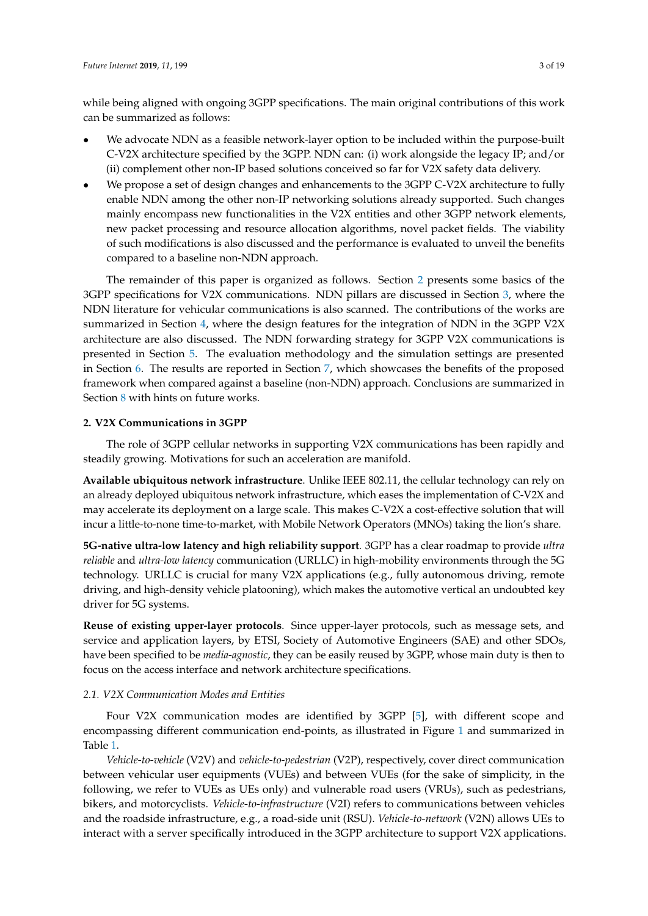while being aligned with ongoing 3GPP specifications. The main original contributions of this work can be summarized as follows:

- We advocate NDN as a feasible network-layer option to be included within the purpose-built C-V2X architecture specified by the 3GPP. NDN can: (i) work alongside the legacy IP; and/or (ii) complement other non-IP based solutions conceived so far for V2X safety data delivery.
- We propose a set of design changes and enhancements to the 3GPP C-V2X architecture to fully enable NDN among the other non-IP networking solutions already supported. Such changes mainly encompass new functionalities in the V2X entities and other 3GPP network elements, new packet processing and resource allocation algorithms, novel packet fields. The viability of such modifications is also discussed and the performance is evaluated to unveil the benefits compared to a baseline non-NDN approach.

The remainder of this paper is organized as follows. Section 2 presents some basics of the 3GPP specifications for V2X communications. NDN pillars are discussed in Section 3, where the NDN literature for vehicular communications is also scanned. The contributions of the works are summarized in Section 4, where the design features for the integration of NDN in the 3GPP V2X architecture are also discussed. The NDN forwarding strategy for 3GPP V2X communications is presented in Section 5. The evaluation methodology and the simulation settings are presented in Section 6. The results are reported in Section 7, which showcases the benefits of the proposed framework when compared against a baseline (non-NDN) approach. Conclusions are summarized in Section 8 with hints on future works.

## 2. V2X Communications in 3GPP

The role of 3GPP cellular networks in supporting V2X communications has been rapidly and steadily growing. Motivations for such an acceleration are manifold.

**Available ubiquitous network infrastructure**. Unlike IEEE 802.11, the cellular technology can rely on an already deployed ubiquitous network infrastructure, which eases the implementation of C-V2X and may accelerate its deployment on a large scale. This makes C-V2X a cost-effective solution that will incur a little-to-none time-to-market, with Mobile Network Operators (MNOs) taking the lion's share.

**5G-native ultra-low latency and high reliability support**. 3GPP has a clear roadmap to provide *ultra reliable* and *ultra-low latency* communication (URLLC) in high-mobility environments through the 5G technology. URLLC is crucial for many V2X applications (e.g., fully autonomous driving, remote driving, and high-density vehicle platooning), which makes the automotive vertical an undoubted key driver for 5G systems.

**Reuse of existing upper-layer protocols**. Since upper-layer protocols, such as message sets, and service and application layers, by ETSI, Society of Automotive Engineers (SAE) and other SDOs, have been specified to be *media-agnostic*, they can be easily reused by 3GPP, whose main duty is then to focus on the access interface and network architecture specifications.

### *2.1. V2X Communication Modes and Entities*

Four V2X communication modes are identified by 3GPP [5], with different scope and encompassing different communication end-points, as illustrated in Figure 1 and summarized in Table 1.

*Vehicle-to-vehicle* (V2V) and *vehicle-to-pedestrian* (V2P), respectively, cover direct communication between vehicular user equipments (VUEs) and between VUEs (for the sake of simplicity, in the following, we refer to VUEs as UEs only) and vulnerable road users (VRUs), such as pedestrians, bikers, and motorcyclists. *Vehicle-to-infrastructure* (V2I) refers to communications between vehicles and the roadside infrastructure, e.g., a road-side unit (RSU). *Vehicle-to-network* (V2N) allows UEs to interact with a server specifically introduced in the 3GPP architecture to support V2X applications.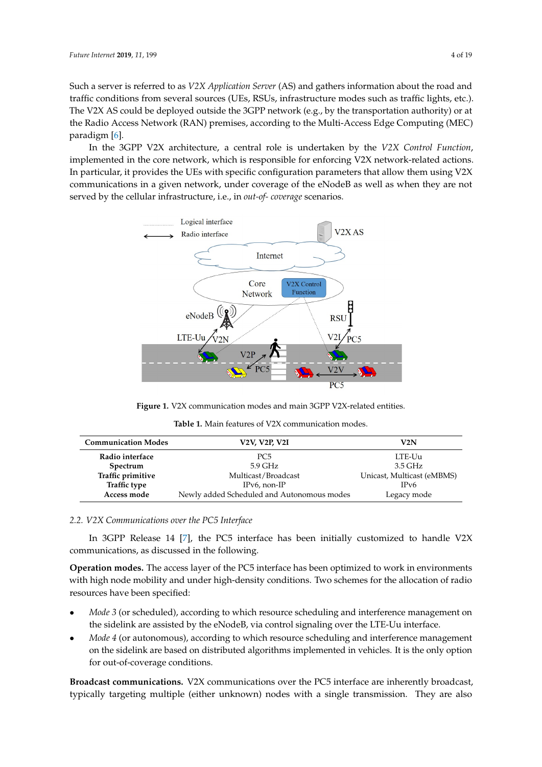Such a server is referred to as *V2X Application Server* (AS) and gathers information about the road and traffic conditions from several sources (UEs, RSUs, infrastructure modes such as traffic lights, etc.). The V2X AS could be deployed outside the 3GPP network (e.g., by the transportation authority) or at the Radio Access Network (RAN) premises, according to the Multi-Access Edge Computing (MEC) paradigm [6].

In the 3GPP V2X architecture, a central role is undertaken by the *V2X Control Function*, implemented in the core network, which is responsible for enforcing V2X network-related actions. In particular, it provides the UEs with specific configuration parameters that allow them using V2X communications in a given network, under coverage of the eNodeB as well as when they are not served by the cellular infrastructure, i.e., in *out-of- coverage* scenarios.

**Figure 1.** V2X communication modes and main 3GPP V2X-related entities.

**Table 1.** Main features of V2X communication modes.

| Communication Modes | V2V, V2P, V2I | V2N |
|---|---|---|
| **Radio interface** | PC5 | LTE-Uu |
| **Spectrum** | 5.9 GHz | 3.5 GHz |
| **Traffic primitive** | Multicast/Broadcast | Unicast, Multicast (eMBMS) |
| **Traffic type** | IPv6, non-IP | IPv6 |
| **Access mode** | Newly added Scheduled and Autonomous modes | Legacy mode |

### 2.2. V2X Communications over the PC5 Interface

In 3GPP Release 14 [7], the PC5 interface has been initially customized to handle V2X communications, as discussed in the following.

**Operation modes.** The access layer of the PC5 interface has been optimized to work in environments with high node mobility and under high-density conditions. Two schemes for the allocation of radio resources have been specified:

- *Mode 3* (or scheduled), according to which resource scheduling and interference management on the sidelink are assisted by the eNodeB, via control signaling over the LTE-Uu interface.
- *Mode 4* (or autonomous), according to which resource scheduling and interference management on the sidelink are based on distributed algorithms implemented in vehicles. It is the only option for out-of-coverage conditions.

**Broadcast communications.** V2X communications over the PC5 interface are inherently broadcast, typically targeting multiple (either unknown) nodes with a single transmission. They are also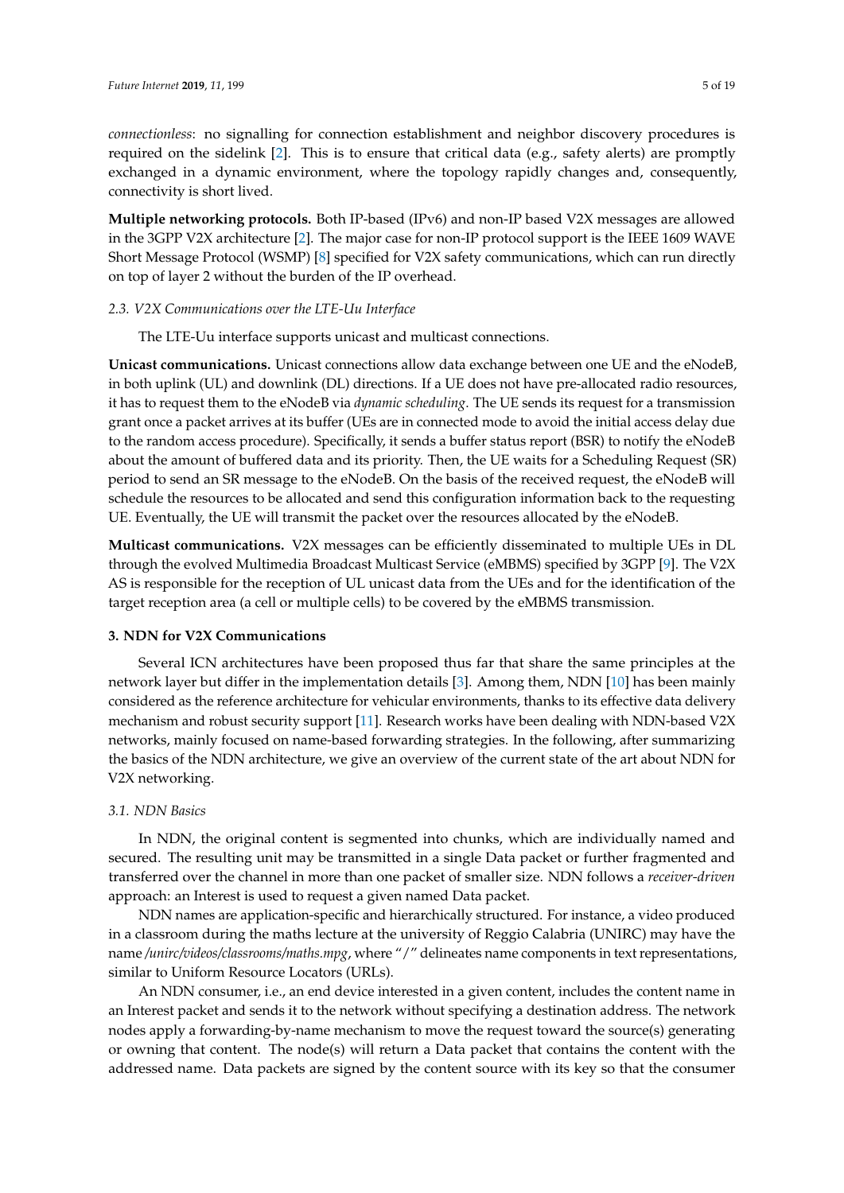*connectionless*: no signalling for connection establishment and neighbor discovery procedures is required on the sidelink [2]. This is to ensure that critical data (e.g., safety alerts) are promptly exchanged in a dynamic environment, where the topology rapidly changes and, consequently, connectivity is short lived.

**Multiple networking protocols.** Both IP-based (IPv6) and non-IP based V2X messages are allowed in the 3GPP V2X architecture [2]. The major case for non-IP protocol support is the IEEE 1609 WAVE Short Message Protocol (WSMP) [8] specified for V2X safety communications, which can run directly on top of layer 2 without the burden of the IP overhead.

### *2.3. V2X Communications over the LTE-Uu Interface*

The LTE-Uu interface supports unicast and multicast connections.

**Unicast communications.** Unicast connections allow data exchange between one UE and the eNodeB, in both uplink (UL) and downlink (DL) directions. If a UE does not have pre-allocated radio resources, it has to request them to the eNodeB via *dynamic scheduling*. The UE sends its request for a transmission grant once a packet arrives at its buffer (UEs are in connected mode to avoid the initial access delay due to the random access procedure). Specifically, it sends a buffer status report (BSR) to notify the eNodeB about the amount of buffered data and its priority. Then, the UE waits for a Scheduling Request (SR) period to send an SR message to the eNodeB. On the basis of the received request, the eNodeB will schedule the resources to be allocated and send this configuration information back to the requesting UE. Eventually, the UE will transmit the packet over the resources allocated by the eNodeB.

**Multicast communications.** V2X messages can be efficiently disseminated to multiple UEs in DL through the evolved Multimedia Broadcast Multicast Service (eMBMS) specified by 3GPP [9]. The V2X AS is responsible for the reception of UL unicast data from the UEs and for the identification of the target reception area (a cell or multiple cells) to be covered by the eMBMS transmission.

## **3. NDN for V2X Communications**

Several ICN architectures have been proposed thus far that share the same principles at the network layer but differ in the implementation details [3]. Among them, NDN [10] has been mainly considered as the reference architecture for vehicular environments, thanks to its effective data delivery mechanism and robust security support [11]. Research works have been dealing with NDN-based V2X networks, mainly focused on name-based forwarding strategies. In the following, after summarizing the basics of the NDN architecture, we give an overview of the current state of the art about NDN for V2X networking.

### *3.1. NDN Basics*

In NDN, the original content is segmented into chunks, which are individually named and secured. The resulting unit may be transmitted in a single Data packet or further fragmented and transferred over the channel in more than one packet of smaller size. NDN follows a *receiver-driven* approach: an Interest is used to request a given named Data packet.

NDN names are application-specific and hierarchically structured. For instance, a video produced in a classroom during the maths lecture at the university of Reggio Calabria (UNIRC) may have the name */unirc/videos/classrooms/maths.mpg*, where "/" delineates name components in text representations, similar to Uniform Resource Locators (URLs).

An NDN consumer, i.e., an end device interested in a given content, includes the content name in an Interest packet and sends it to the network without specifying a destination address. The network nodes apply a forwarding-by-name mechanism to move the request toward the source(s) generating or owning that content. The node(s) will return a Data packet that contains the content with the addressed name. Data packets are signed by the content source with its key so that the consumer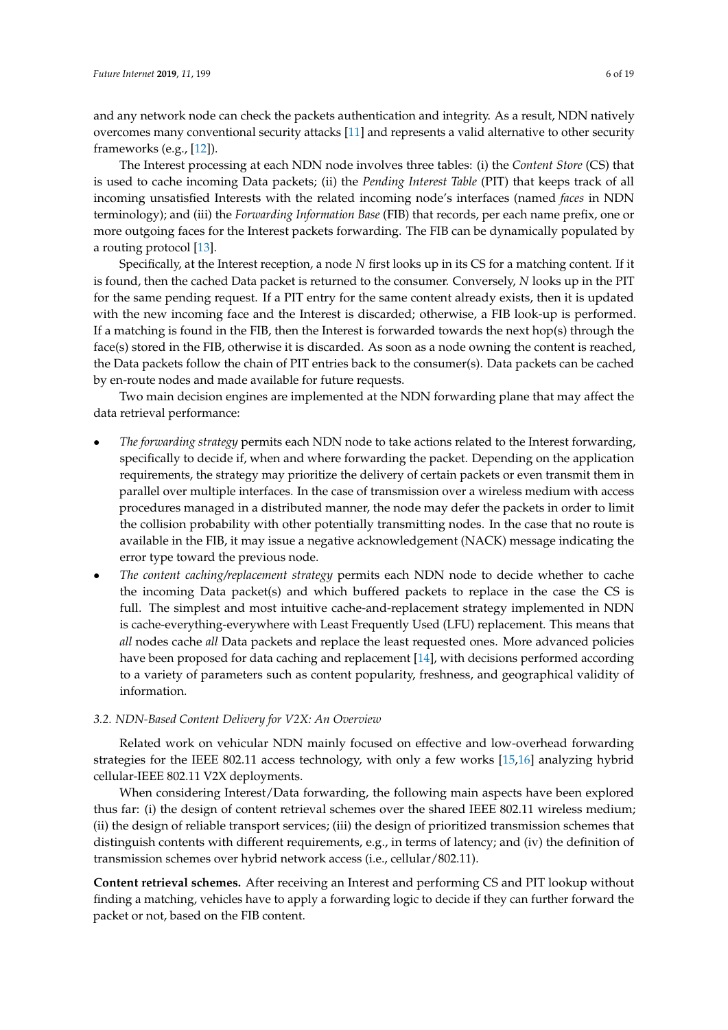and any network node can check the packets authentication and integrity. As a result, NDN natively overcomes many conventional security attacks [11] and represents a valid alternative to other security frameworks (e.g., [12]).

The Interest processing at each NDN node involves three tables: (i) the *Content Store* (CS) that is used to cache incoming Data packets; (ii) the *Pending Interest Table* (PIT) that keeps track of all incoming unsatisfied Interests with the related incoming node's interfaces (named *faces* in NDN terminology); and (iii) the *Forwarding Information Base* (FIB) that records, per each name prefix, one or more outgoing faces for the Interest packets forwarding. The FIB can be dynamically populated by a routing protocol [13].

Specifically, at the Interest reception, a node *N* first looks up in its CS for a matching content. If it is found, then the cached Data packet is returned to the consumer. Conversely, *N* looks up in the PIT for the same pending request. If a PIT entry for the same content already exists, then it is updated with the new incoming face and the Interest is discarded; otherwise, a FIB look-up is performed. If a matching is found in the FIB, then the Interest is forwarded towards the next hop(s) through the face(s) stored in the FIB, otherwise it is discarded. As soon as a node owning the content is reached, the Data packets follow the chain of PIT entries back to the consumer(s). Data packets can be cached by en-route nodes and made available for future requests.

Two main decision engines are implemented at the NDN forwarding plane that may affect the data retrieval performance:

- *The forwarding strategy* permits each NDN node to take actions related to the Interest forwarding, specifically to decide if, when and where forwarding the packet. Depending on the application requirements, the strategy may prioritize the delivery of certain packets or even transmit them in parallel over multiple interfaces. In the case of transmission over a wireless medium with access procedures managed in a distributed manner, the node may defer the packets in order to limit the collision probability with other potentially transmitting nodes. In the case that no route is available in the FIB, it may issue a negative acknowledgement (NACK) message indicating the error type toward the previous node.
- *The content caching/replacement strategy* permits each NDN node to decide whether to cache the incoming Data packet(s) and which buffered packets to replace in the case the CS is full. The simplest and most intuitive cache-and-replacement strategy implemented in NDN is cache-everything-everywhere with Least Frequently Used (LFU) replacement. This means that *all* nodes cache *all* Data packets and replace the least requested ones. More advanced policies have been proposed for data caching and replacement [14], with decisions performed according to a variety of parameters such as content popularity, freshness, and geographical validity of information.

### *3.2. NDN-Based Content Delivery for V2X: An Overview*

Related work on vehicular NDN mainly focused on effective and low-overhead forwarding strategies for the IEEE 802.11 access technology, with only a few works [15,16] analyzing hybrid cellular-IEEE 802.11 V2X deployments.

When considering Interest/Data forwarding, the following main aspects have been explored thus far: (i) the design of content retrieval schemes over the shared IEEE 802.11 wireless medium; (ii) the design of reliable transport services; (iii) the design of prioritized transmission schemes that distinguish contents with different requirements, e.g., in terms of latency; and (iv) the definition of transmission schemes over hybrid network access (i.e., cellular/802.11).

**Content retrieval schemes.** After receiving an Interest and performing CS and PIT lookup without finding a matching, vehicles have to apply a forwarding logic to decide if they can further forward the packet or not, based on the FIB content.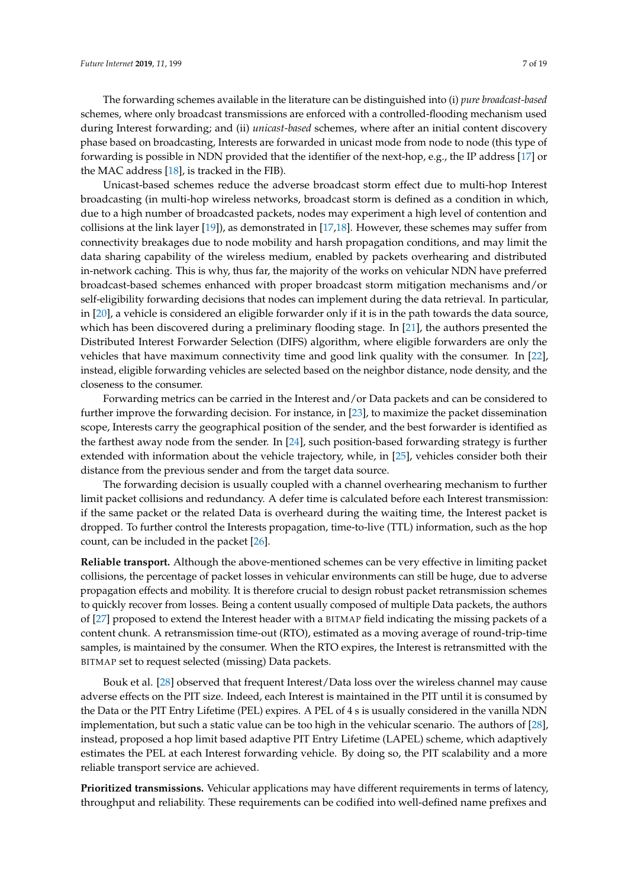The forwarding schemes available in the literature can be distinguished into (i) *pure broadcast-based* schemes, where only broadcast transmissions are enforced with a controlled-flooding mechanism used during Interest forwarding; and (ii) *unicast-based* schemes, where after an initial content discovery phase based on broadcasting, Interests are forwarded in unicast mode from node to node (this type of forwarding is possible in NDN provided that the identifier of the next-hop, e.g., the IP address [17] or the MAC address [18], is tracked in the FIB).

Unicast-based schemes reduce the adverse broadcast storm effect due to multi-hop Interest broadcasting (in multi-hop wireless networks, broadcast storm is defined as a condition in which, due to a high number of broadcasted packets, nodes may experiment a high level of contention and collisions at the link layer [19]), as demonstrated in [17,18]. However, these schemes may suffer from connectivity breakages due to node mobility and harsh propagation conditions, and may limit the data sharing capability of the wireless medium, enabled by packets overhearing and distributed in-network caching. This is why, thus far, the majority of the works on vehicular NDN have preferred broadcast-based schemes enhanced with proper broadcast storm mitigation mechanisms and/or self-eligibility forwarding decisions that nodes can implement during the data retrieval. In particular, in [20], a vehicle is considered an eligible forwarder only if it is in the path towards the data source, which has been discovered during a preliminary flooding stage. In [21], the authors presented the Distributed Interest Forwarder Selection (DIFS) algorithm, where eligible forwarders are only the vehicles that have maximum connectivity time and good link quality with the consumer. In [22], instead, eligible forwarding vehicles are selected based on the neighbor distance, node density, and the closeness to the consumer.

Forwarding metrics can be carried in the Interest and/or Data packets and can be considered to further improve the forwarding decision. For instance, in [23], to maximize the packet dissemination scope, Interests carry the geographical position of the sender, and the best forwarder is identified as the farthest away node from the sender. In [24], such position-based forwarding strategy is further extended with information about the vehicle trajectory, while, in [25], vehicles consider both their distance from the previous sender and from the target data source.

The forwarding decision is usually coupled with a channel overhearing mechanism to further limit packet collisions and redundancy. A defer time is calculated before each Interest transmission: if the same packet or the related Data is overheard during the waiting time, the Interest packet is dropped. To further control the Interests propagation, time-to-live (TTL) information, such as the hop count, can be included in the packet [26].

**Reliable transport.** Although the above-mentioned schemes can be very effective in limiting packet collisions, the percentage of packet losses in vehicular environments can still be huge, due to adverse propagation effects and mobility. It is therefore crucial to design robust packet retransmission schemes to quickly recover from losses. Being a content usually composed of multiple Data packets, the authors of [27] proposed to extend the Interest header with a BITMAP field indicating the missing packets of a content chunk. A retransmission time-out (RTO), estimated as a moving average of round-trip-time samples, is maintained by the consumer. When the RTO expires, the Interest is retransmitted with the BITMAP set to request selected (missing) Data packets.

Bouk et al. [28] observed that frequent Interest/Data loss over the wireless channel may cause adverse effects on the PIT size. Indeed, each Interest is maintained in the PIT until it is consumed by the Data or the PIT Entry Lifetime (PEL) expires. A PEL of 4 s is usually considered in the vanilla NDN implementation, but such a static value can be too high in the vehicular scenario. The authors of [28], instead, proposed a hop limit based adaptive PIT Entry Lifetime (LAPEL) scheme, which adaptively estimates the PEL at each Interest forwarding vehicle. By doing so, the PIT scalability and a more reliable transport service are achieved.

**Prioritized transmissions.** Vehicular applications may have different requirements in terms of latency, throughput and reliability. These requirements can be codified into well-defined name prefixes and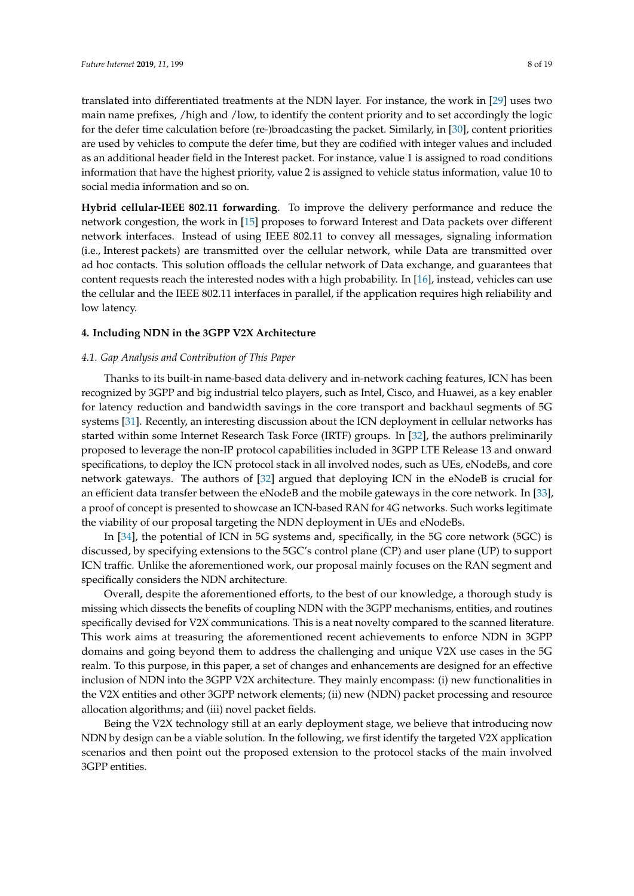translated into differentiated treatments at the NDN layer. For instance, the work in [29] uses two main name prefixes, /high and /low, to identify the content priority and to set accordingly the logic for the defer time calculation before (re-)broadcasting the packet. Similarly, in [30], content priorities are used by vehicles to compute the defer time, but they are codified with integer values and included as an additional header field in the Interest packet. For instance, value 1 is assigned to road conditions information that have the highest priority, value 2 is assigned to vehicle status information, value 10 to social media information and so on.

**Hybrid cellular-IEEE 802.11 forwarding**. To improve the delivery performance and reduce the network congestion, the work in [15] proposes to forward Interest and Data packets over different network interfaces. Instead of using IEEE 802.11 to convey all messages, signaling information (i.e., Interest packets) are transmitted over the cellular network, while Data are transmitted over ad hoc contacts. This solution offloads the cellular network of Data exchange, and guarantees that content requests reach the interested nodes with a high probability. In [16], instead, vehicles can use the cellular and the IEEE 802.11 interfaces in parallel, if the application requires high reliability and low latency.

## 4. Including NDN in the 3GPP V2X Architecture

### 4.1. Gap Analysis and Contribution of This Paper

Thanks to its built-in name-based data delivery and in-network caching features, ICN has been recognized by 3GPP and big industrial telco players, such as Intel, Cisco, and Huawei, as a key enabler for latency reduction and bandwidth savings in the core transport and backhaul segments of 5G systems [31]. Recently, an interesting discussion about the ICN deployment in cellular networks has started within some Internet Research Task Force (IRTF) groups. In [32], the authors preliminarily proposed to leverage the non-IP protocol capabilities included in 3GPP LTE Release 13 and onward specifications, to deploy the ICN protocol stack in all involved nodes, such as UEs, eNodeBs, and core network gateways. The authors of [32] argued that deploying ICN in the eNodeB is crucial for an efficient data transfer between the eNodeB and the mobile gateways in the core network. In [33], a proof of concept is presented to showcase an ICN-based RAN for 4G networks. Such works legitimate the viability of our proposal targeting the NDN deployment in UEs and eNodeBs.

In [34], the potential of ICN in 5G systems and, specifically, in the 5G core network (5GC) is discussed, by specifying extensions to the 5GC's control plane (CP) and user plane (UP) to support ICN traffic. Unlike the aforementioned work, our proposal mainly focuses on the RAN segment and specifically considers the NDN architecture.

Overall, despite the aforementioned efforts, to the best of our knowledge, a thorough study is missing which dissects the benefits of coupling NDN with the 3GPP mechanisms, entities, and routines specifically devised for V2X communications. This is a neat novelty compared to the scanned literature. This work aims at treasuring the aforementioned recent achievements to enforce NDN in 3GPP domains and going beyond them to address the challenging and unique V2X use cases in the 5G realm. To this purpose, in this paper, a set of changes and enhancements are designed for an effective inclusion of NDN into the 3GPP V2X architecture. They mainly encompass: (i) new functionalities in the V2X entities and other 3GPP network elements; (ii) new (NDN) packet processing and resource allocation algorithms; and (iii) novel packet fields.

Being the V2X technology still at an early deployment stage, we believe that introducing now NDN by design can be a viable solution. In the following, we first identify the targeted V2X application scenarios and then point out the proposed extension to the protocol stacks of the main involved 3GPP entities.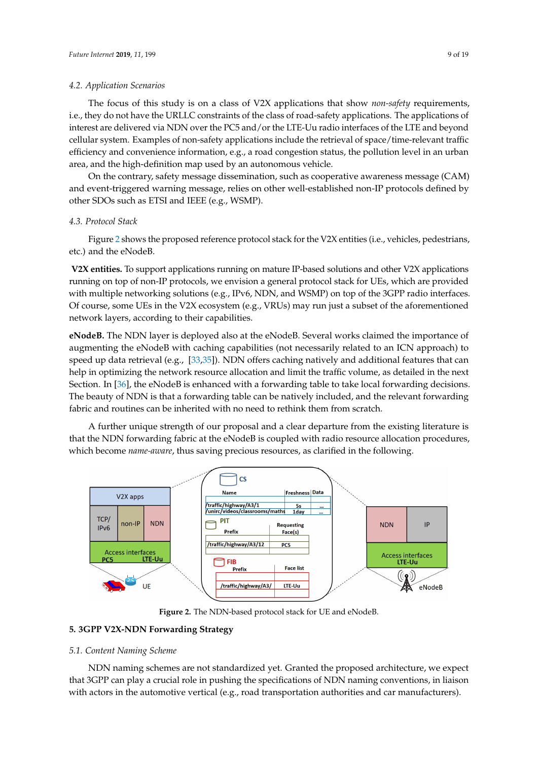### 4.2. Application Scenarios

The focus of this study is on a class of V2X applications that show *non-safety* requirements, i.e., they do not have the URLLC constraints of the class of road-safety applications. The applications of interest are delivered via NDN over the PC5 and/or the LTE-Uu radio interfaces of the LTE and beyond cellular system. Examples of non-safety applications include the retrieval of space/time-relevant traffic efficiency and convenience information, e.g., a road congestion status, the pollution level in an urban area, and the high-definition map used by an autonomous vehicle.

On the contrary, safety message dissemination, such as cooperative awareness message (CAM) and event-triggered warning message, relies on other well-established non-IP protocols defined by other SDOs such as ETSI and IEEE (e.g., WSMP).

### 4.3. Protocol Stack

Figure 2 shows the proposed reference protocol stack for the V2X entities (i.e., vehicles, pedestrians, etc.) and the eNodeB.

**V2X entities.** To support applications running on mature IP-based solutions and other V2X applications running on top of non-IP protocols, we envision a general protocol stack for UEs, which are provided with multiple networking solutions (e.g., IPv6, NDN, and WSMP) on top of the 3GPP radio interfaces. Of course, some UEs in the V2X ecosystem (e.g., VRUs) may run just a subset of the aforementioned network layers, according to their capabilities.

**eNodeB.** The NDN layer is deployed also at the eNodeB. Several works claimed the importance of augmenting the eNodeB with caching capabilities (not necessarily related to an ICN approach) to speed up data retrieval (e.g., [33,35]). NDN offers caching natively and additional features that can help in optimizing the network resource allocation and limit the traffic volume, as detailed in the next Section. In [36], the eNodeB is enhanced with a forwarding table to take local forwarding decisions. The beauty of NDN is that a forwarding table can be natively included, and the relevant forwarding fabric and routines can be inherited with no need to rethink them from scratch.

A further unique strength of our proposal and a clear departure from the existing literature is that the NDN forwarding fabric at the eNodeB is coupled with radio resource allocation procedures, which become *name-aware*, thus saving precious resources, as clarified in the following.

**Figure 2.** The NDN-based protocol stack for UE and eNodeB.

## 5. 3GPP V2X-NDN Forwarding Strategy

### 5.1. Content Naming Scheme

NDN naming schemes are not standardized yet. Granted the proposed architecture, we expect that 3GPP can play a crucial role in pushing the specifications of NDN naming conventions, in liaison with actors in the automotive vertical (e.g., road transportation authorities and car manufacturers).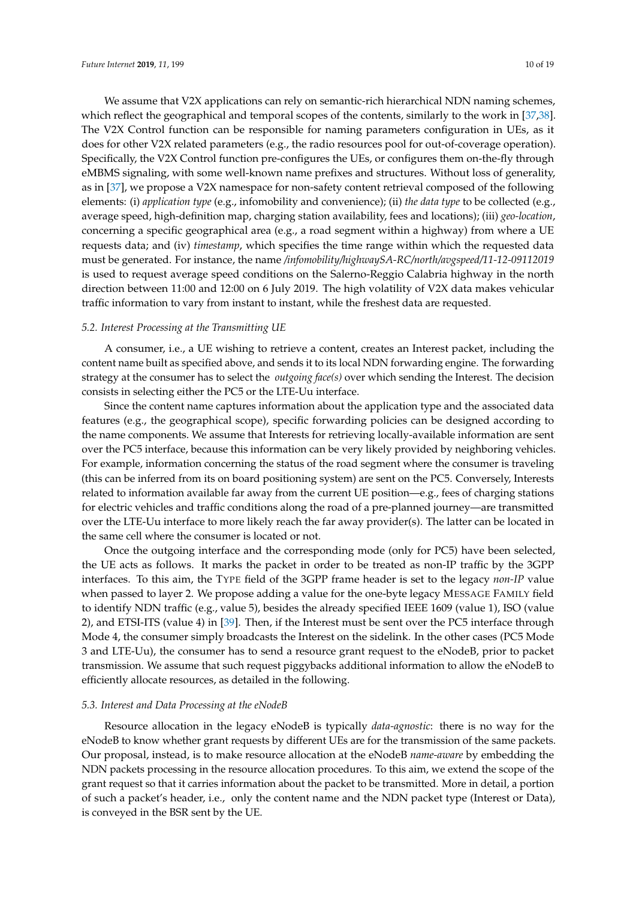We assume that V2X applications can rely on semantic-rich hierarchical NDN naming schemes, which reflect the geographical and temporal scopes of the contents, similarly to the work in [37,38]. The V2X Control function can be responsible for naming parameters configuration in UEs, as it does for other V2X related parameters (e.g., the radio resources pool for out-of-coverage operation). Specifically, the V2X Control function pre-configures the UEs, or configures them on-the-fly through eMBMS signaling, with some well-known name prefixes and structures. Without loss of generality, as in [37], we propose a V2X namespace for non-safety content retrieval composed of the following elements: (i) *application type* (e.g., infomobility and convenience); (ii) *the data type* to be collected (e.g., average speed, high-definition map, charging station availability, fees and locations); (iii) *geo-location*, concerning a specific geographical area (e.g., a road segment within a highway) from where a UE requests data; and (iv) *timestamp*, which specifies the time range within which the requested data must be generated. For instance, the name */infomobility/highwaySA-RC/north/avgspeed/11-12-09112019* is used to request average speed conditions on the Salerno-Reggio Calabria highway in the north direction between 11:00 and 12:00 on 6 July 2019. The high volatility of V2X data makes vehicular traffic information to vary from instant to instant, while the freshest data are requested.

### 5.2. Interest Processing at the Transmitting UE

A consumer, i.e., a UE wishing to retrieve a content, creates an Interest packet, including the content name built as specified above, and sends it to its local NDN forwarding engine. The forwarding strategy at the consumer has to select the *outgoing face(s)* over which sending the Interest. The decision consists in selecting either the PC5 or the LTE-Uu interface.

Since the content name captures information about the application type and the associated data features (e.g., the geographical scope), specific forwarding policies can be designed according to the name components. We assume that Interests for retrieving locally-available information are sent over the PC5 interface, because this information can be very likely provided by neighboring vehicles. For example, information concerning the status of the road segment where the consumer is traveling (this can be inferred from its on board positioning system) are sent on the PC5. Conversely, Interests related to information available far away from the current UE position—e.g., fees of charging stations for electric vehicles and traffic conditions along the road of a pre-planned journey—are transmitted over the LTE-Uu interface to more likely reach the far away provider(s). The latter can be located in the same cell where the consumer is located or not.

Once the outgoing interface and the corresponding mode (only for PC5) have been selected, the UE acts as follows. It marks the packet in order to be treated as non-IP traffic by the 3GPP interfaces. To this aim, the TYPE field of the 3GPP frame header is set to the legacy *non-IP* value when passed to layer 2. We propose adding a value for the one-byte legacy MESSAGE FAMILY field to identify NDN traffic (e.g., value 5), besides the already specified IEEE 1609 (value 1), ISO (value 2), and ETSI-ITS (value 4) in [39]. Then, if the Interest must be sent over the PC5 interface through Mode 4, the consumer simply broadcasts the Interest on the sidelink. In the other cases (PC5 Mode 3 and LTE-Uu), the consumer has to send a resource grant request to the eNodeB, prior to packet transmission. We assume that such request piggybacks additional information to allow the eNodeB to efficiently allocate resources, as detailed in the following.

### 5.3. Interest and Data Processing at the eNodeB

Resource allocation in the legacy eNodeB is typically *data-agnostic*: there is no way for the eNodeB to know whether grant requests by different UEs are for the transmission of the same packets. Our proposal, instead, is to make resource allocation at the eNodeB *name-aware* by embedding the NDN packets processing in the resource allocation procedures. To this aim, we extend the scope of the grant request so that it carries information about the packet to be transmitted. More in detail, a portion of such a packet's header, i.e., only the content name and the NDN packet type (Interest or Data), is conveyed in the BSR sent by the UE.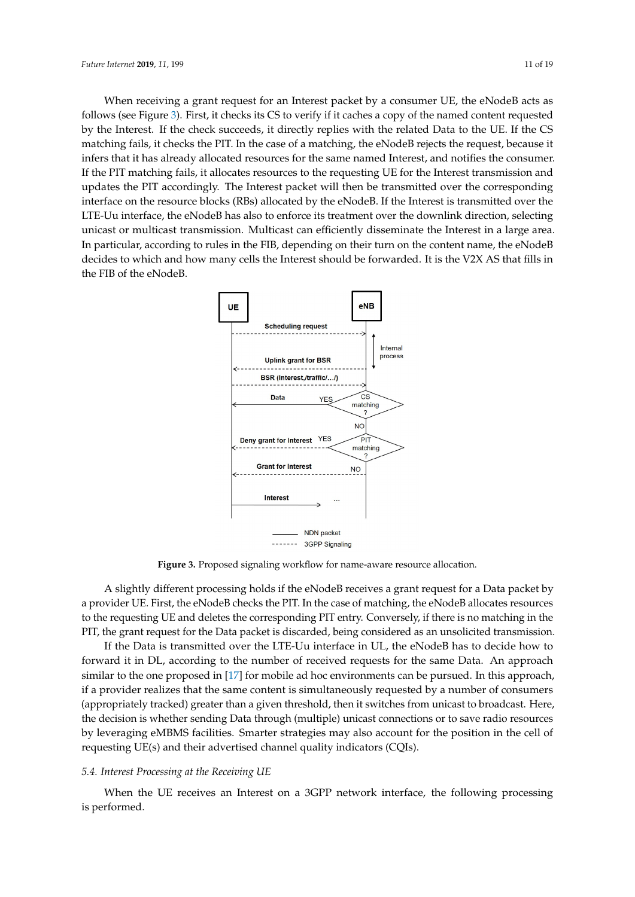When receiving a grant request for an Interest packet by a consumer UE, the eNodeB acts as follows (see Figure 3). First, it checks its CS to verify if it caches a copy of the named content requested by the Interest. If the check succeeds, it directly replies with the related Data to the UE. If the CS matching fails, it checks the PIT. In the case of a matching, the eNodeB rejects the request, because it infers that it has already allocated resources for the same named Interest, and notifies the consumer. If the PIT matching fails, it allocates resources to the requesting UE for the Interest transmission and updates the PIT accordingly. The Interest packet will then be transmitted over the corresponding interface on the resource blocks (RBs) allocated by the eNodeB. If the Interest is transmitted over the LTE-Uu interface, the eNodeB has also to enforce its treatment over the downlink direction, selecting unicast or multicast transmission. Multicast can efficiently disseminate the Interest in a large area. In particular, according to rules in the FIB, depending on their turn on the content name, the eNodeB decides to which and how many cells the Interest should be forwarded. It is the V2X AS that fills in the FIB of the eNodeB.

**Figure 3.** Proposed signaling workflow for name-aware resource allocation.

A slightly different processing holds if the eNodeB receives a grant request for a Data packet by a provider UE. First, the eNodeB checks the PIT. In the case of matching, the eNodeB allocates resources to the requesting UE and deletes the corresponding PIT entry. Conversely, if there is no matching in the PIT, the grant request for the Data packet is discarded, being considered as an unsolicited transmission.

If the Data is transmitted over the LTE-Uu interface in UL, the eNodeB has to decide how to forward it in DL, according to the number of received requests for the same Data. An approach similar to the one proposed in [17] for mobile ad hoc environments can be pursued. In this approach, if a provider realizes that the same content is simultaneously requested by a number of consumers (appropriately tracked) greater than a given threshold, then it switches from unicast to broadcast. Here, the decision is whether sending Data through (multiple) unicast connections or to save radio resources by leveraging eMBMS facilities. Smarter strategies may also account for the position in the cell of requesting UE(s) and their advertised channel quality indicators (CQIs).

### 5.4. Interest Processing at the Receiving UE

When the UE receives an Interest on a 3GPP network interface, the following processing is performed.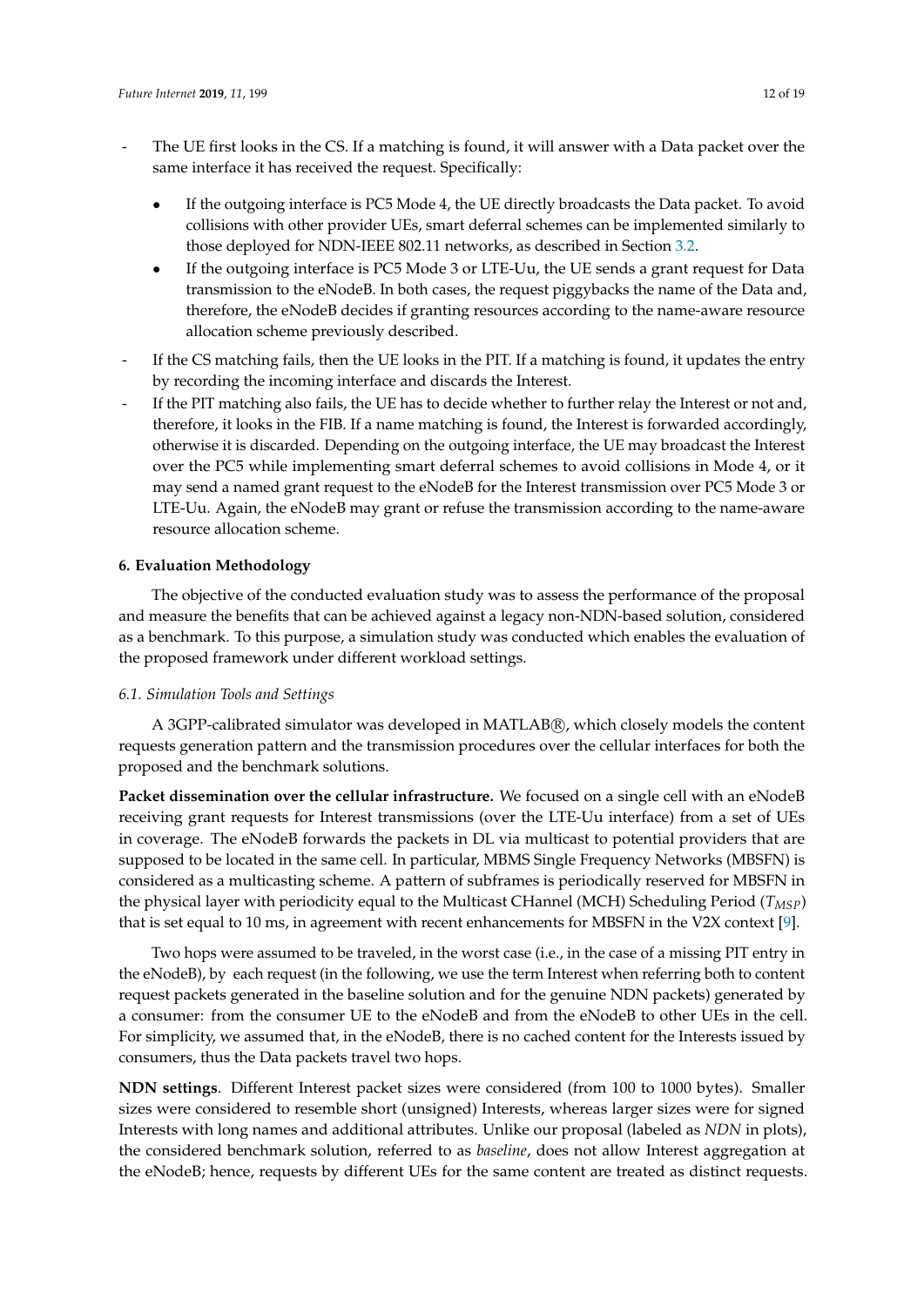- The UE first looks in the CS. If a matching is found, it will answer with a Data packet over the same interface it has received the request. Specifically:
    - If the outgoing interface is PC5 Mode 4, the UE directly broadcasts the Data packet. To avoid collisions with other provider UEs, smart deferral schemes can be implemented similarly to those deployed for NDN-IEEE 802.11 networks, as described in Section 3.2.
    - If the outgoing interface is PC5 Mode 3 or LTE-Uu, the UE sends a grant request for Data transmission to the eNodeB. In both cases, the request piggybacks the name of the Data and, therefore, the eNodeB decides if granting resources according to the name-aware resource allocation scheme previously described.
- If the CS matching fails, then the UE looks in the PIT. If a matching is found, it updates the entry by recording the incoming interface and discards the Interest.
- If the PIT matching also fails, the UE has to decide whether to further relay the Interest or not and, therefore, it looks in the FIB. If a name matching is found, the Interest is forwarded accordingly, otherwise it is discarded. Depending on the outgoing interface, the UE may broadcast the Interest over the PC5 while implementing smart deferral schemes to avoid collisions in Mode 4, or it may send a named grant request to the eNodeB for the Interest transmission over PC5 Mode 3 or LTE-Uu. Again, the eNodeB may grant or refuse the transmission according to the name-aware resource allocation scheme.

## 6. Evaluation Methodology

The objective of the conducted evaluation study was to assess the performance of the proposal and measure the benefits that can be achieved against a legacy non-NDN-based solution, considered as a benchmark. To this purpose, a simulation study was conducted which enables the evaluation of the proposed framework under different workload settings.

### 6.1. Simulation Tools and Settings

A 3GPP-calibrated simulator was developed in MATLAB®, which closely models the content requests generation pattern and the transmission procedures over the cellular interfaces for both the proposed and the benchmark solutions.

**Packet dissemination over the cellular infrastructure.** We focused on a single cell with an eNodeB receiving grant requests for Interest transmissions (over the LTE-Uu interface) from a set of UEs in coverage. The eNodeB forwards the packets in DL via multicast to potential providers that are supposed to be located in the same cell. In particular, MBMS Single Frequency Networks (MBSFN) is considered as a multicasting scheme. A pattern of subframes is periodically reserved for MBSFN in the physical layer with periodicity equal to the Multicast CHannel (MCH) Scheduling Period ($T_{MSP}$) that is set equal to 10 ms, in agreement with recent enhancements for MBSFN in the V2X context [9].

Two hops were assumed to be traveled, in the worst case (i.e., in the case of a missing PIT entry in the eNodeB), by each request (in the following, we use the term Interest when referring both to content request packets generated in the baseline solution and for the genuine NDN packets) generated by a consumer: from the consumer UE to the eNodeB and from the eNodeB to other UEs in the cell. For simplicity, we assumed that, in the eNodeB, there is no cached content for the Interests issued by consumers, thus the Data packets travel two hops.

**NDN settings**. Different Interest packet sizes were considered (from 100 to 1000 bytes). Smaller sizes were considered to resemble short (unsigned) Interests, whereas larger sizes were for signed Interests with long names and additional attributes. Unlike our proposal (labeled as *NDN* in plots), the considered benchmark solution, referred to as *baseline*, does not allow Interest aggregation at the eNodeB; hence, requests by different UEs for the same content are treated as distinct requests.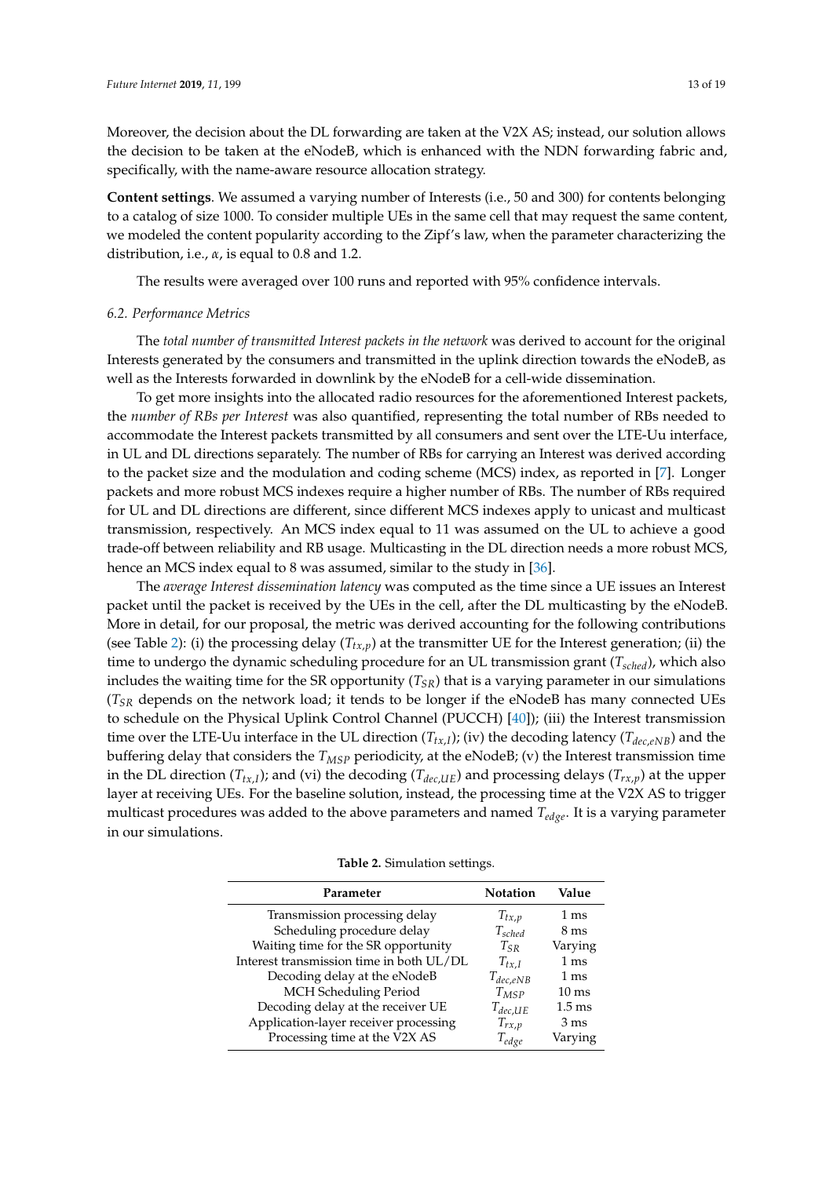Moreover, the decision about the DL forwarding are taken at the V2X AS; instead, our solution allows the decision to be taken at the eNodeB, which is enhanced with the NDN forwarding fabric and, specifically, with the name-aware resource allocation strategy.

**Content settings**. We assumed a varying number of Interests (i.e., 50 and 300) for contents belonging to a catalog of size 1000. To consider multiple UEs in the same cell that may request the same content, we modeled the content popularity according to the Zipf's law, when the parameter characterizing the distribution, i.e., $\alpha$, is equal to 0.8 and 1.2.

The results were averaged over 100 runs and reported with 95% confidence intervals.

### 6.2. Performance Metrics

The *total number of transmitted Interest packets in the network* was derived to account for the original Interests generated by the consumers and transmitted in the uplink direction towards the eNodeB, as well as the Interests forwarded in downlink by the eNodeB for a cell-wide dissemination.

To get more insights into the allocated radio resources for the aforementioned Interest packets, the *number of RBs per Interest* was also quantified, representing the total number of RBs needed to accommodate the Interest packets transmitted by all consumers and sent over the LTE-Uu interface, in UL and DL directions separately. The number of RBs for carrying an Interest was derived according to the packet size and the modulation and coding scheme (MCS) index, as reported in [7]. Longer packets and more robust MCS indexes require a higher number of RBs. The number of RBs required for UL and DL directions are different, since different MCS indexes apply to unicast and multicast transmission, respectively. An MCS index equal to 11 was assumed on the UL to achieve a good trade-off between reliability and RB usage. Multicasting in the DL direction needs a more robust MCS, hence an MCS index equal to 8 was assumed, similar to the study in [36].

The *average Interest dissemination latency* was computed as the time since a UE issues an Interest packet until the packet is received by the UEs in the cell, after the DL multicasting by the eNodeB. More in detail, for our proposal, the metric was derived accounting for the following contributions (see Table 2): (i) the processing delay ($T_{tx,p}$) at the transmitter UE for the Interest generation; (ii) the time to undergo the dynamic scheduling procedure for an UL transmission grant ($T_{sched}$), which also includes the waiting time for the SR opportunity ($T_{SR}$) that is a varying parameter in our simulations ($T_{SR}$ depends on the network load; it tends to be longer if the eNodeB has many connected UEs to schedule on the Physical Uplink Control Channel (PUCCH) [40]); (iii) the Interest transmission time over the LTE-Uu interface in the UL direction ($T_{tx,I}$); (iv) the decoding latency ($T_{dec,eNB}$) and the buffering delay that considers the $T_{MSP}$ periodicity, at the eNodeB; (v) the Interest transmission time in the DL direction ($T_{tx,I}$); and (vi) the decoding ($T_{dec,UE}$) and processing delays ($T_{rx,p}$) at the upper layer at receiving UEs. For the baseline solution, instead, the processing time at the V2X AS to trigger multicast procedures was added to the above parameters and named $T_{edge}$. It is a varying parameter in our simulations.

**Table 2.** Simulation settings.

| Parameter | Notation | Value |
| --- | --- | --- |
| Transmission processing delay | $T_{tx,p}$ | 1 ms |
| Scheduling procedure delay | $T_{sched}$ | 8 ms |
| Waiting time for the SR opportunity | $T_{SR}$ | Varying |
| Interest transmission time in both UL/DL | $T_{tx,I}$ | 1 ms |
| Decoding delay at the eNodeB | $T_{dec,eNB}$ | 1 ms |
| MCH Scheduling Period | $T_{MSP}$ | 10 ms |
| Decoding delay at the receiver UE | $T_{dec,UE}$ | 1.5 ms |
| Application-layer receiver processing | $T_{rx,p}$ | 3 ms |
| Processing time at the V2X AS | $T_{edge}$ | Varying |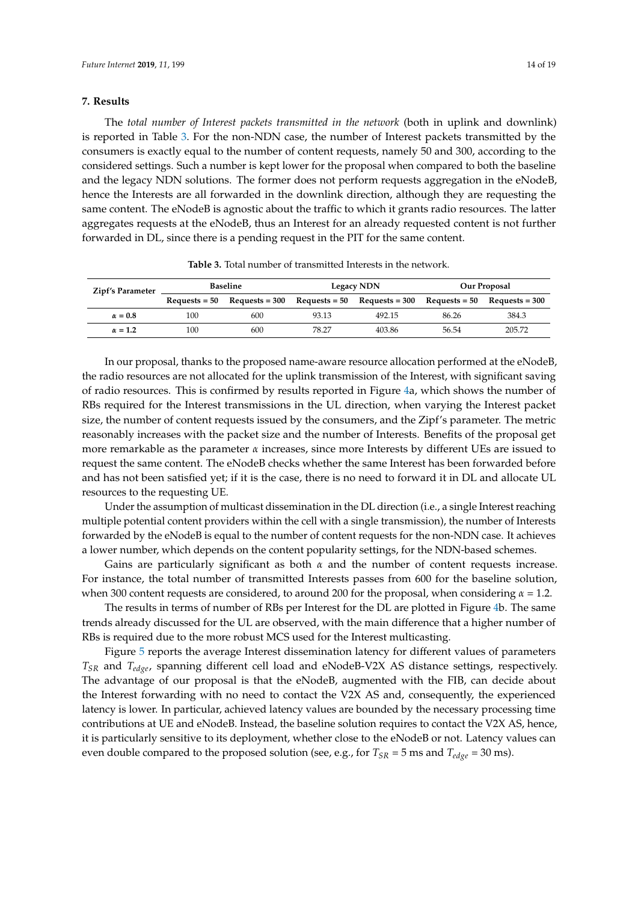## 7. Results

The *total number of Interest packets transmitted in the network* (both in uplink and downlink) is reported in Table 3. For the non-NDN case, the number of Interest packets transmitted by the consumers is exactly equal to the number of content requests, namely 50 and 300, according to the considered settings. Such a number is kept lower for the proposal when compared to both the baseline and the legacy NDN solutions. The former does not perform requests aggregation in the eNodeB, hence the Interests are all forwarded in the downlink direction, although they are requesting the same content. The eNodeB is agnostic about the traffic to which it grants radio resources. The latter aggregates requests at the eNodeB, thus an Interest for an already requested content is not further forwarded in DL, since there is a pending request in the PIT for the same content.

**Table 3.** Total number of transmitted Interests in the network.

| Zipf's Parameter | Baseline | | Legacy NDN | | Our Proposal | |
|---|---|---|---|---|---|---|
| | Requests = 50 | Requests = 300 | Requests = 50 | Requests = 300 | Requests = 50 | Requests = 300 |
| $\alpha = 0.8$ | 100 | 600 | 93.13 | 492.15 | 86.26 | 384.3 |
| $\alpha = 1.2$ | 100 | 600 | 78.27 | 403.86 | 56.54 | 205.72 |

In our proposal, thanks to the proposed name-aware resource allocation performed at the eNodeB, the radio resources are not allocated for the uplink transmission of the Interest, with significant saving of radio resources. This is confirmed by results reported in Figure 4a, which shows the number of RBs required for the Interest transmissions in the UL direction, when varying the Interest packet size, the number of content requests issued by the consumers, and the Zipf's parameter. The metric reasonably increases with the packet size and the number of Interests. Benefits of the proposal get more remarkable as the parameter $\alpha$ increases, since more Interests by different UEs are issued to request the same content. The eNodeB checks whether the same Interest has been forwarded before and has not been satisfied yet; if it is the case, there is no need to forward it in DL and allocate UL resources to the requesting UE.

Under the assumption of multicast dissemination in the DL direction (i.e., a single Interest reaching multiple potential content providers within the cell with a single transmission), the number of Interests forwarded by the eNodeB is equal to the number of content requests for the non-NDN case. It achieves a lower number, which depends on the content popularity settings, for the NDN-based schemes.

Gains are particularly significant as both $\alpha$ and the number of content requests increase. For instance, the total number of transmitted Interests passes from 600 for the baseline solution, when 300 content requests are considered, to around 200 for the proposal, when considering $\alpha = 1.2$.

The results in terms of number of RBs per Interest for the DL are plotted in Figure 4b. The same trends already discussed for the UL are observed, with the main difference that a higher number of RBs is required due to the more robust MCS used for the Interest multicasting.

Figure 5 reports the average Interest dissemination latency for different values of parameters $T_{SR}$ and $T_{edge}$, spanning different cell load and eNodeB-V2X AS distance settings, respectively. The advantage of our proposal is that the eNodeB, augmented with the FIB, can decide about the Interest forwarding with no need to contact the V2X AS and, consequently, the experienced latency is lower. In particular, achieved latency values are bounded by the necessary processing time contributions at UE and eNodeB. Instead, the baseline solution requires to contact the V2X AS, hence, it is particularly sensitive to its deployment, whether close to the eNodeB or not. Latency values can even double compared to the proposed solution (see, e.g., for $T_{SR} = 5$ ms and $T_{edge} = 30$ ms).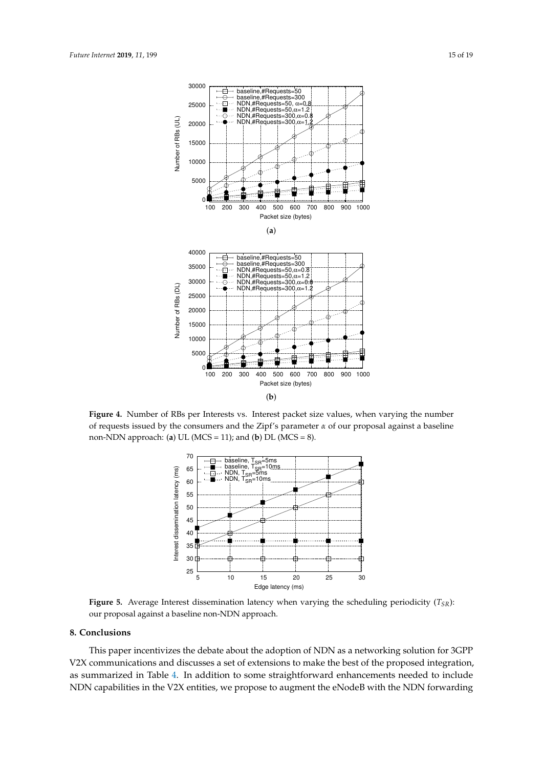**Figure 4.** Number of RBs per Interests vs. Interest packet size values, when varying the number of requests issued by the consumers and the Zipf's parameter $\alpha$ of our proposal against a baseline non-NDN approach: (**a**) UL (MCS = 11); and (**b**) DL (MCS = 8).

**Figure 5.** Average Interest dissemination latency when varying the scheduling periodicity ($T_{SR}$): our proposal against a baseline non-NDN approach.

## 8. Conclusions

This paper incentivizes the debate about the adoption of NDN as a networking solution for 3GPP V2X communications and discusses a set of extensions to make the best of the proposed integration, as summarized in Table 4. In addition to some straightforward enhancements needed to include NDN capabilities in the V2X entities, we propose to augment the eNodeB with the NDN forwarding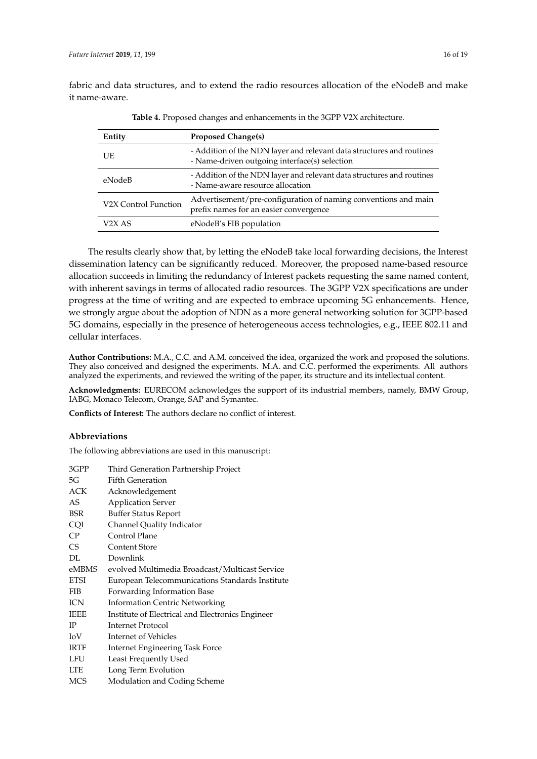fabric and data structures, and to extend the radio resources allocation of the eNodeB and make it name-aware.

**Table 4.** Proposed changes and enhancements in the 3GPP V2X architecture.

| Entity | Proposed Change(s) |
| --- | --- |
| UE | - Addition of the NDN layer and relevant data structures and routines<br>- Name-driven outgoing interface(s) selection |
| eNodeB | - Addition of the NDN layer and relevant data structures and routines<br>- Name-aware resource allocation |
| V2X Control Function | Advertisement/pre-configuration of naming conventions and main prefix names for an easier convergence |
| V2X AS | eNodeB's FIB population |

The results clearly show that, by letting the eNodeB take local forwarding decisions, the Interest dissemination latency can be significantly reduced. Moreover, the proposed name-based resource allocation succeeds in limiting the redundancy of Interest packets requesting the same named content, with inherent savings in terms of allocated radio resources. The 3GPP V2X specifications are under progress at the time of writing and are expected to embrace upcoming 5G enhancements. Hence, we strongly argue about the adoption of NDN as a more general networking solution for 3GPP-based 5G domains, especially in the presence of heterogeneous access technologies, e.g., IEEE 802.11 and cellular interfaces.

**Author Contributions:** M.A., C.C. and A.M. conceived the idea, organized the work and proposed the solutions. They also conceived and designed the experiments. M.A. and C.C. performed the experiments. All authors analyzed the experiments, and reviewed the writing of the paper, its structure and its intellectual content.

**Acknowledgments:** EURECOM acknowledges the support of its industrial members, namely, BMW Group, IABG, Monaco Telecom, Orange, SAP and Symantec.

**Conflicts of Interest:** The authors declare no conflict of interest.

## Abbreviations

The following abbreviations are used in this manuscript:

| | |
| --- | --- |
| 3GPP | Third Generation Partnership Project |
| 5G | Fifth Generation |
| ACK | Acknowledgement |
| AS | Application Server |
| BSR | Buffer Status Report |
| CQI | Channel Quality Indicator |
| CP | Control Plane |
| CS | Content Store |
| DL | Downlink |
| eMBMS | evolved Multimedia Broadcast/Multicast Service |
| ETSI | European Telecommunications Standards Institute |
| FIB | Forwarding Information Base |
| ICN | Information Centric Networking |
| IEEE | Institute of Electrical and Electronics Engineer |
| IP | Internet Protocol |
| IoV | Internet of Vehicles |
| IRTF | Internet Engineering Task Force |
| LFU | Least Frequently Used |
| LTE | Long Term Evolution |
| MCS | Modulation and Coding Scheme |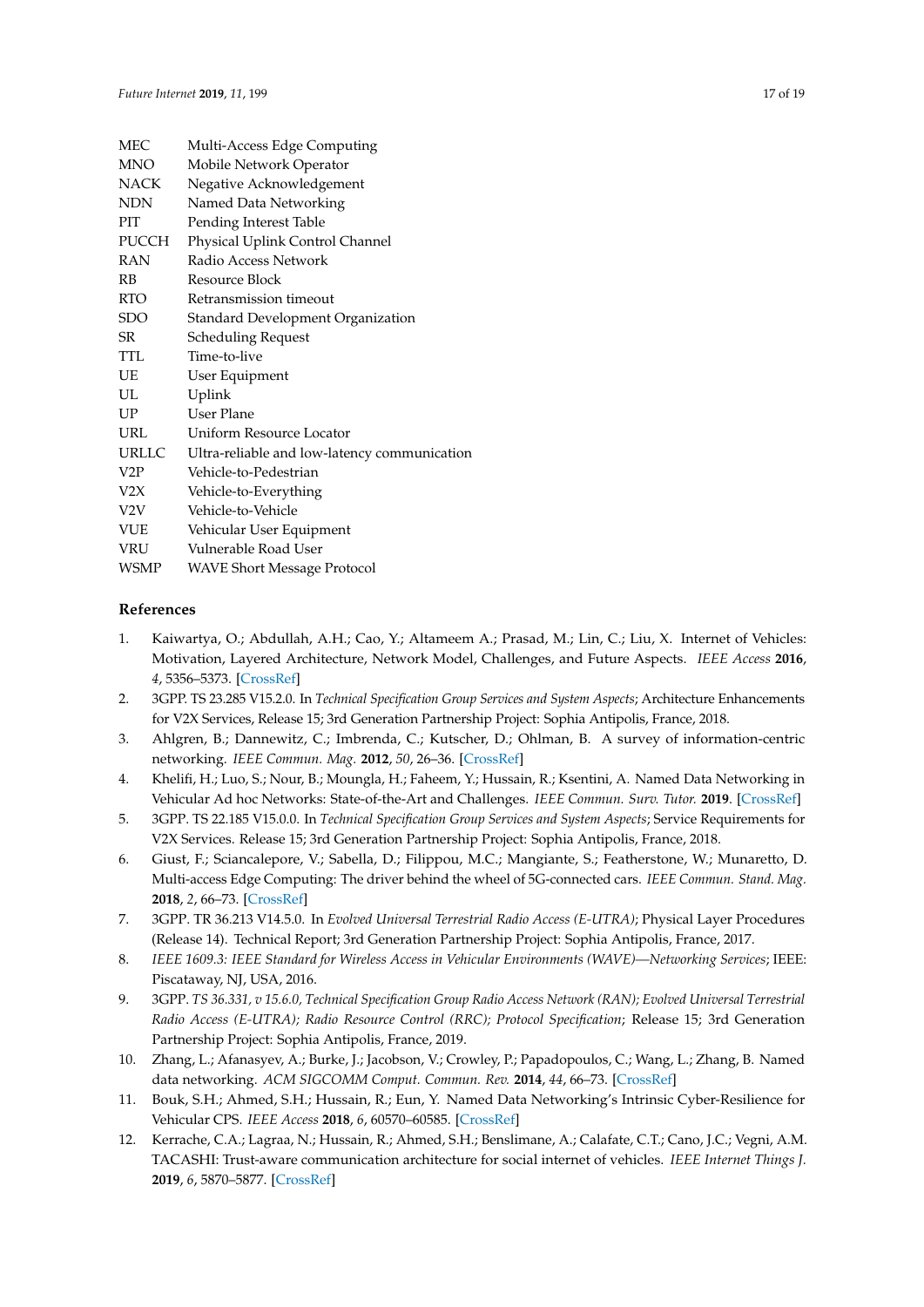| | |
|---|---|
| MEC | Multi-Access Edge Computing |
| MNO | Mobile Network Operator |
| NACK | Negative Acknowledgement |
| NDN | Named Data Networking |
| PIT | Pending Interest Table |
| PUCCH | Physical Uplink Control Channel |
| RAN | Radio Access Network |
| RB | Resource Block |
| RTO | Retransmission timeout |
| SDO | Standard Development Organization |
| SR | Scheduling Request |
| TTL | Time-to-live |
| UE | User Equipment |
| UL | Uplink |
| UP | User Plane |
| URL | Uniform Resource Locator |
| URLLC | Ultra-reliable and low-latency communication |
| V2P | Vehicle-to-Pedestrian |
| V2X | Vehicle-to-Everything |
| V2V | Vehicle-to-Vehicle |
| VUE | Vehicular User Equipment |
| VRU | Vulnerable Road User |
| WSMP | WAVE Short Message Protocol |

## References

1. Kaiwartya, O.; Abdullah, A.H.; Cao, Y.; Altameem A.; Prasad, M.; Lin, C.; Liu, X. Internet of Vehicles: Motivation, Layered Architecture, Network Model, Challenges, and Future Aspects. *IEEE Access* **2016**, *4*, 5356–5373. [CrossRef]
2. 3GPP. TS 23.285 V15.2.0. In *Technical Specification Group Services and System Aspects*; Architecture Enhancements for V2X Services, Release 15; 3rd Generation Partnership Project: Sophia Antipolis, France, 2018.
3. Ahlgren, B.; Dannewitz, C.; Imbrenda, C.; Kutscher, D.; Ohlman, B. A survey of information-centric networking. *IEEE Commun. Mag.* **2012**, *50*, 26–36. [CrossRef]
4. Khelifi, H.; Luo, S.; Nour, B.; Moungla, H.; Faheem, Y.; Hussain, R.; Ksentini, A. Named Data Networking in Vehicular Ad hoc Networks: State-of-the-Art and Challenges. *IEEE Commun. Surv. Tutor.* **2019**. [CrossRef]
5. 3GPP. TS 22.185 V15.0.0. In *Technical Specification Group Services and System Aspects*; Service Requirements for V2X Services. Release 15; 3rd Generation Partnership Project: Sophia Antipolis, France, 2018.
6. Giust, F.; Sciancalepore, V.; Sabella, D.; Filippou, M.C.; Mangiante, S.; Featherstone, W.; Munaretto, D. Multi-access Edge Computing: The driver behind the wheel of 5G-connected cars. *IEEE Commun. Stand. Mag.* **2018**, *2*, 66–73. [CrossRef]
7. 3GPP. TR 36.213 V14.5.0. In *Evolved Universal Terrestrial Radio Access (E-UTRA)*; Physical Layer Procedures (Release 14). Technical Report; 3rd Generation Partnership Project: Sophia Antipolis, France, 2017.
8. *IEEE 1609.3: IEEE Standard for Wireless Access in Vehicular Environments (WAVE)—Networking Services*; IEEE: Piscataway, NJ, USA, 2016.
9. 3GPP. *TS 36.331, v 15.6.0, Technical Specification Group Radio Access Network (RAN); Evolved Universal Terrestrial Radio Access (E-UTRA); Radio Resource Control (RRC); Protocol Specification*; Release 15; 3rd Generation Partnership Project: Sophia Antipolis, France, 2019.
10. Zhang, L.; Afanasyev, A.; Burke, J.; Jacobson, V.; Crowley, P.; Papadopoulos, C.; Wang, L.; Zhang, B. Named data networking. *ACM SIGCOMM Comput. Commun. Rev.* **2014**, *44*, 66–73. [CrossRef]
11. Bouk, S.H.; Ahmed, S.H.; Hussain, R.; Eun, Y. Named Data Networking's Intrinsic Cyber-Resilience for Vehicular CPS. *IEEE Access* **2018**, *6*, 60570–60585. [CrossRef]
12. Kerrache, C.A.; Lagraa, N.; Hussain, R.; Ahmed, S.H.; Benslimane, A.; Calafate, C.T.; Cano, J.C.; Vegni, A.M. TACASHI: Trust-aware communication architecture for social internet of vehicles. *IEEE Internet Things J.* **2019**, *6*, 5870–5877. [CrossRef]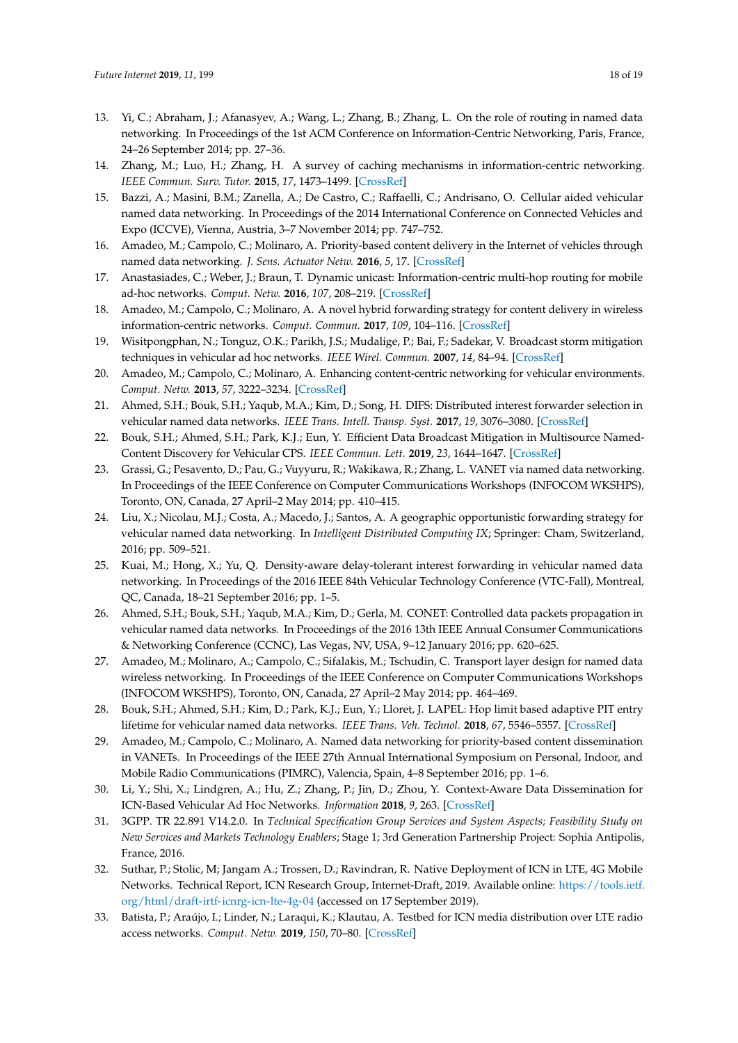13. Yi, C.; Abraham, J.; Afanasyev, A.; Wang, L.; Zhang, B.; Zhang, L. On the role of routing in named data networking. In Proceedings of the 1st ACM Conference on Information-Centric Networking, Paris, France, 24–26 September 2014; pp. 27–36.
14. Zhang, M.; Luo, H.; Zhang, H. A survey of caching mechanisms in information-centric networking. *IEEE Commun. Surv. Tutor.* **2015**, *17*, 1473–1499. [CrossRef]
15. Bazzi, A.; Masini, B.M.; Zanella, A.; De Castro, C.; Raffaelli, C.; Andrisano, O. Cellular aided vehicular named data networking. In Proceedings of the 2014 International Conference on Connected Vehicles and Expo (ICCVE), Vienna, Austria, 3–7 November 2014; pp. 747–752.
16. Amadeo, M.; Campolo, C.; Molinaro, A. Priority-based content delivery in the Internet of vehicles through named data networking. *J. Sens. Actuator Netw.* **2016**, *5*, 17. [CrossRef]
17. Anastasiades, C.; Weber, J.; Braun, T. Dynamic unicast: Information-centric multi-hop routing for mobile ad-hoc networks. *Comput. Netw.* **2016**, *107*, 208–219. [CrossRef]
18. Amadeo, M.; Campolo, C.; Molinaro, A. A novel hybrid forwarding strategy for content delivery in wireless information-centric networks. *Comput. Commun.* **2017**, *109*, 104–116. [CrossRef]
19. Wisitpongphan, N.; Tonguz, O.K.; Parikh, J.S.; Mudalige, P.; Bai, F.; Sadekar, V. Broadcast storm mitigation techniques in vehicular ad hoc networks. *IEEE Wirel. Commun.* **2007**, *14*, 84–94. [CrossRef]
20. Amadeo, M.; Campolo, C.; Molinaro, A. Enhancing content-centric networking for vehicular environments. *Comput. Netw.* **2013**, *57*, 3222–3234. [CrossRef]
21. Ahmed, S.H.; Bouk, S.H.; Yaqub, M.A.; Kim, D.; Song, H. DIFS: Distributed interest forwarder selection in vehicular named data networks. *IEEE Trans. Intell. Transp. Syst.* **2017**, *19*, 3076–3080. [CrossRef]
22. Bouk, S.H.; Ahmed, S.H.; Park, K.J.; Eun, Y. Efficient Data Broadcast Mitigation in Multisource Named-Content Discovery for Vehicular CPS. *IEEE Commun. Lett.* **2019**, *23*, 1644–1647. [CrossRef]
23. Grassi, G.; Pesavento, D.; Pau, G.; Vuyyuru, R.; Wakikawa, R.; Zhang, L. VANET via named data networking. In Proceedings of the IEEE Conference on Computer Communications Workshops (INFOCOM WKSHPS), Toronto, ON, Canada, 27 April–2 May 2014; pp. 410–415.
24. Liu, X.; Nicolau, M.J.; Costa, A.; Macedo, J.; Santos, A. A geographic opportunistic forwarding strategy for vehicular named data networking. In *Intelligent Distributed Computing IX*; Springer: Cham, Switzerland, 2016; pp. 509–521.
25. Kuai, M.; Hong, X.; Yu, Q. Density-aware delay-tolerant interest forwarding in vehicular named data networking. In Proceedings of the 2016 IEEE 84th Vehicular Technology Conference (VTC-Fall), Montreal, QC, Canada, 18–21 September 2016; pp. 1–5.
26. Ahmed, S.H.; Bouk, S.H.; Yaqub, M.A.; Kim, D.; Gerla, M. CONET: Controlled data packets propagation in vehicular named data networks. In Proceedings of the 2016 13th IEEE Annual Consumer Communications & Networking Conference (CCNC), Las Vegas, NV, USA, 9–12 January 2016; pp. 620–625.
27. Amadeo, M.; Molinaro, A.; Campolo, C.; Sifalakis, M.; Tschudin, C. Transport layer design for named data wireless networking. In Proceedings of the IEEE Conference on Computer Communications Workshops (INFOCOM WKSHPS), Toronto, ON, Canada, 27 April–2 May 2014; pp. 464–469.
28. Bouk, S.H.; Ahmed, S.H.; Kim, D.; Park, K.J.; Eun, Y.; Lloret, J. LAPEL: Hop limit based adaptive PIT entry lifetime for vehicular named data networks. *IEEE Trans. Veh. Technol.* **2018**, *67*, 5546–5557. [CrossRef]
29. Amadeo, M.; Campolo, C.; Molinaro, A. Named data networking for priority-based content dissemination in VANETs. In Proceedings of the IEEE 27th Annual International Symposium on Personal, Indoor, and Mobile Radio Communications (PIMRC), Valencia, Spain, 4–8 September 2016; pp. 1–6.
30. Li, Y.; Shi, X.; Lindgren, A.; Hu, Z.; Zhang, P.; Jin, D.; Zhou, Y. Context-Aware Data Dissemination for ICN-Based Vehicular Ad Hoc Networks. *Information* **2018**, *9*, 263. [CrossRef]
31. 3GPP. TR 22.891 V14.2.0. In *Technical Specification Group Services and System Aspects; Feasibility Study on New Services and Markets Technology Enablers*; Stage 1; 3rd Generation Partnership Project: Sophia Antipolis, France, 2016.
32. Suthar, P.; Stolic, M; Jangam A.; Trossen, D.; Ravindran, R. Native Deployment of ICN in LTE, 4G Mobile Networks. Technical Report, ICN Research Group, Internet-Draft, 2019. Available online: https://tools.ietf.org/html/draft-irtf-icnrg-icn-lte-4g-04 (accessed on 17 September 2019).
33. Batista, P.; Araújo, I.; Linder, N.; Laraqui, K.; Klautau, A. Testbed for ICN media distribution over LTE radio access networks. *Comput. Netw.* **2019**, *150*, 70–80. [CrossRef]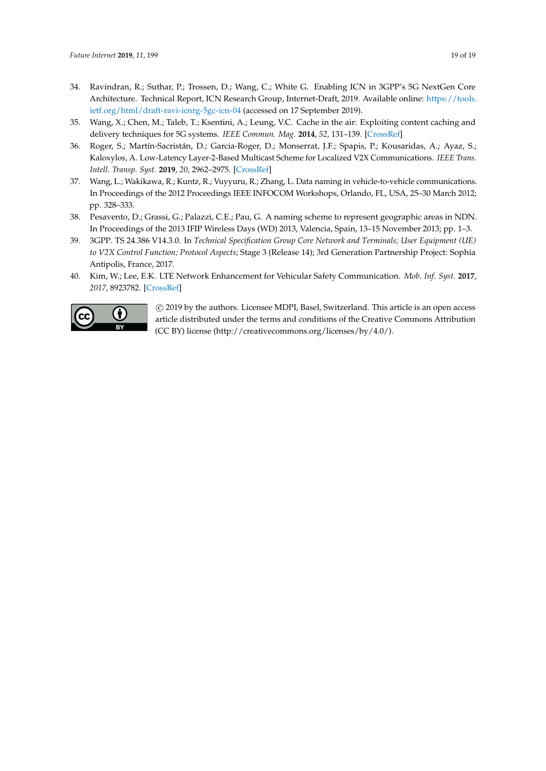34. Ravindran, R.; Suthar, P.; Trossen, D.; Wang, C.; White G. Enabling ICN in 3GPP's 5G NextGen Core Architecture. Technical Report, ICN Research Group, Internet-Draft, 2019. Available online: https://tools.ietf.org/html/draft-ravi-icnrg-5gc-icn-04 (accessed on 17 September 2019).
35. Wang, X.; Chen, M.; Taleb, T.; Ksentini, A.; Leung, V.C. Cache in the air: Exploiting content caching and delivery techniques for 5G systems. *IEEE Commun. Mag.* **2014**, *52*, 131–139. [CrossRef]
36. Roger, S.; Martín-Sacristán, D.; Garcia-Roger, D.; Monserrat, J.F.; Spapis, P.; Kousaridas, A.; Ayaz, S.; Kaloxylos, A. Low-Latency Layer-2-Based Multicast Scheme for Localized V2X Communications. *IEEE Trans. Intell. Transp. Syst.* **2019**, *20*, 2962–2975. [CrossRef]
37. Wang, L.; Wakikawa, R.; Kuntz, R.; Vuyyuru, R.; Zhang, L. Data naming in vehicle-to-vehicle communications. In Proceedings of the 2012 Proceedings IEEE INFOCOM Workshops, Orlando, FL, USA, 25–30 March 2012; pp. 328–333.
38. Pesavento, D.; Grassi, G.; Palazzi, C.E.; Pau, G. A naming scheme to represent geographic areas in NDN. In Proceedings of the 2013 IFIP Wireless Days (WD) 2013, Valencia, Spain, 13–15 November 2013; pp. 1–3.
39. 3GPP. TS 24.386 V14.3.0. In *Technical Specification Group Core Network and Terminals; User Equipment (UE) to V2X Control Function; Protocol Aspects*; Stage 3 (Release 14); 3rd Generation Partnership Project: Sophia Antipolis, France, 2017.
40. Kim, W.; Lee, E.K. LTE Network Enhancement for Vehicular Safety Communication. *Mob. Inf. Syst.* **2017**, *2017*, 8923782. [CrossRef]

© 2019 by the authors. Licensee MDPI, Basel, Switzerland. This article is an open access article distributed under the terms and conditions of the Creative Commons Attribution (CC BY) license (http://creativecommons.org/licenses/by/4.0/).